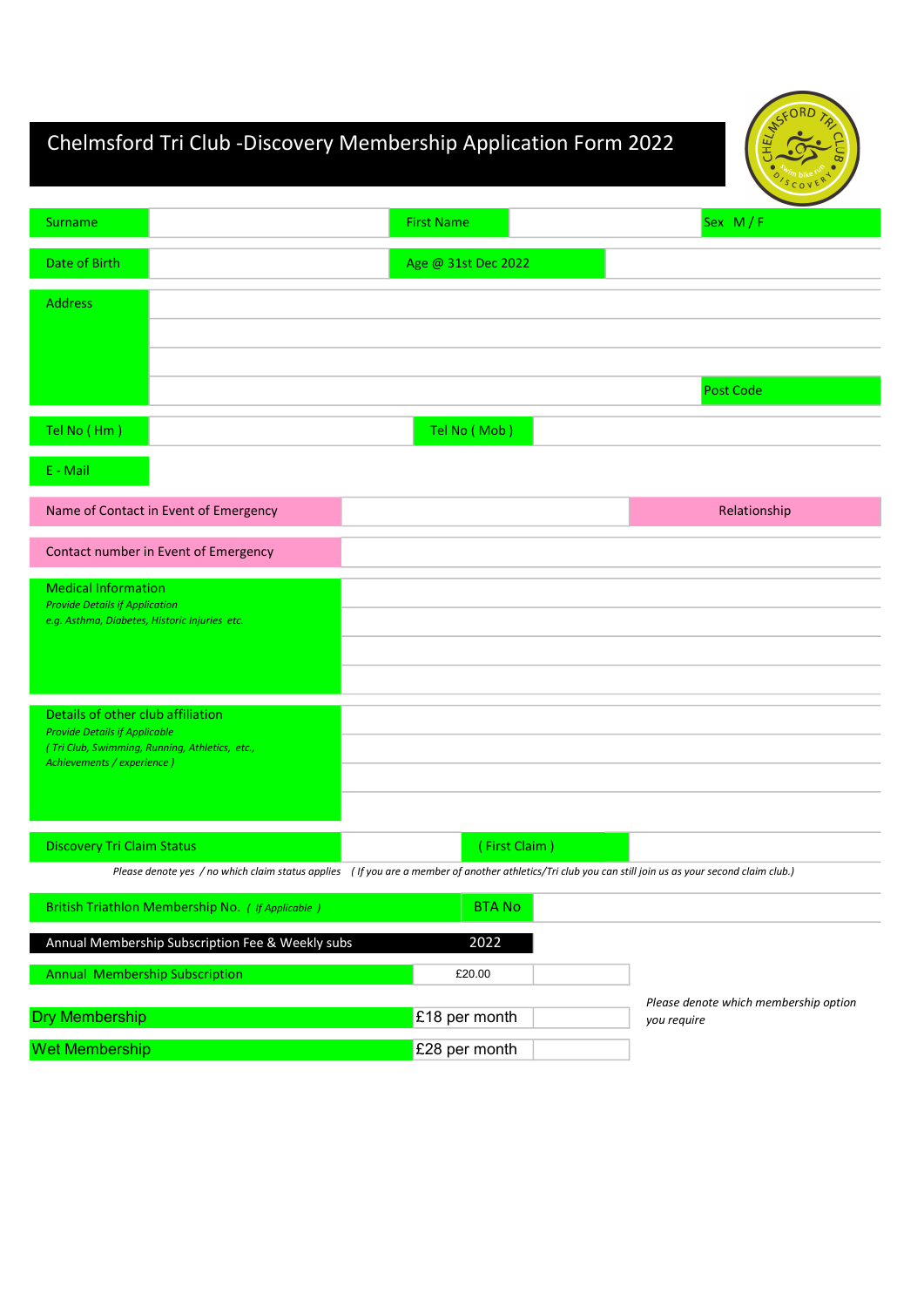# Chelmsford Tri Club -Discovery Membership Application Form 2022

| Surname | | First Name | | Sex M / F |
|---|---|---|---|---|
| Date of Birth | | Age @ 31st Dec 2022 | | |

| Address | |
|---|---|
| | |
| | |
| | Post Code |

| Tel No ( Hm ) | | Tel No ( Mob ) | |
|---|---|---|---|
| E - Mail | | | |

| Name of Contact in Event of Emergency | | Relationship |
|---|---|---|
| Contact number in Event of Emergency | | |

| Medical Information *Provide Details if Application* *e.g. Asthma, Diabetes, Historic Injuries etc.* | |
|---|---|

| Details of other club affiliation *Provide Details if Applicable* *( Tri Club, Swimming, Running, Athletics, etc., Achievements / experience )* | |
|---|---|

| Discovery Tri Claim Status | | ( First Claim ) | |
|---|---|---|---|

*Please denote yes / no which claim status applies ( If you are a member of another athletics/Tri club you can still join us as your second claim club.)*

| British Triathlon Membership No. *( If Applicable )* | BTA No | |
|---|---|---|

| Annual Membership Subscription Fee & Weekly subs | 2022 | |
|---|---|---|
| Annual Membership Subscription | £20.00 | |
| Dry Membership | £18 per month | |
| Wet Membership | £28 per month | |

*Please denote which membership option you require*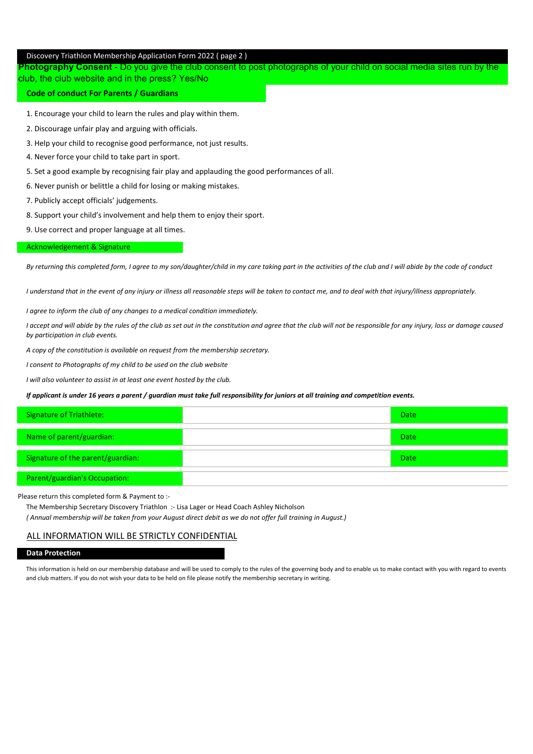Discovery Triathlon Membership Application Form 2022 ( page 2 )

**Photography Consent** - Do you give the club consent to post photographs of your child on social media sites run by the club, the club website and in the press? Yes/No

## Code of conduct For Parents / Guardians

1. Encourage your child to learn the rules and play within them.
2. Discourage unfair play and arguing with officials.
3. Help your child to recognise good performance, not just results.
4. Never force your child to take part in sport.
5. Set a good example by recognising fair play and applauding the good performances of all.
6. Never punish or belittle a child for losing or making mistakes.
7. Publicly accept officials' judgements.
8. Support your child's involvement and help them to enjoy their sport.
9. Use correct and proper language at all times.

## Acknowledgement & Signature

*By returning this completed form, I agree to my son/daughter/child in my care taking part in the activities of the club and I will abide by the code of conduct*

*I understand that in the event of any injury or illness all reasonable steps will be taken to contact me, and to deal with that injury/illness appropriately.*

*I agree to inform the club of any changes to a medical condition immediately.*

*I accept and will abide by the rules of the club as set out in the constitution and agree that the club will not be responsible for any injury, loss or damage caused by participation in club events.*

*A copy of the constitution is available on request from the membership secretary.*

*I consent to Photographs of my child to be used on the club website*

*I will also volunteer to assist in at least one event hosted by the club.*

***If applicant is under 16 years a parent / guardian must take full responsibility for juniors at all training and competition events.***

| | | |
|---|---|---|
| Signature of Triathlete: | | Date |
| Name of parent/guardian: | | Date |
| Signature of the parent/guardian: | | Date |
| Parent/guardian's Occupation: | | |

Please return this completed form & Payment to :-

The Membership Secretary Discovery Triathlon :- Lisa Lager or Head Coach Ashley Nicholson

*( Annual membership will be taken from your August direct debit as we do not offer full training in August.)*

ALL INFORMATION WILL BE STRICTLY CONFIDENTIAL

## Data Protection

This information is held on our membership database and will be used to comply to the rules of the governing body and to enable us to make contact with you with regard to events and club matters. If you do not wish your data to be held on file please notify the membership secretary in writing.